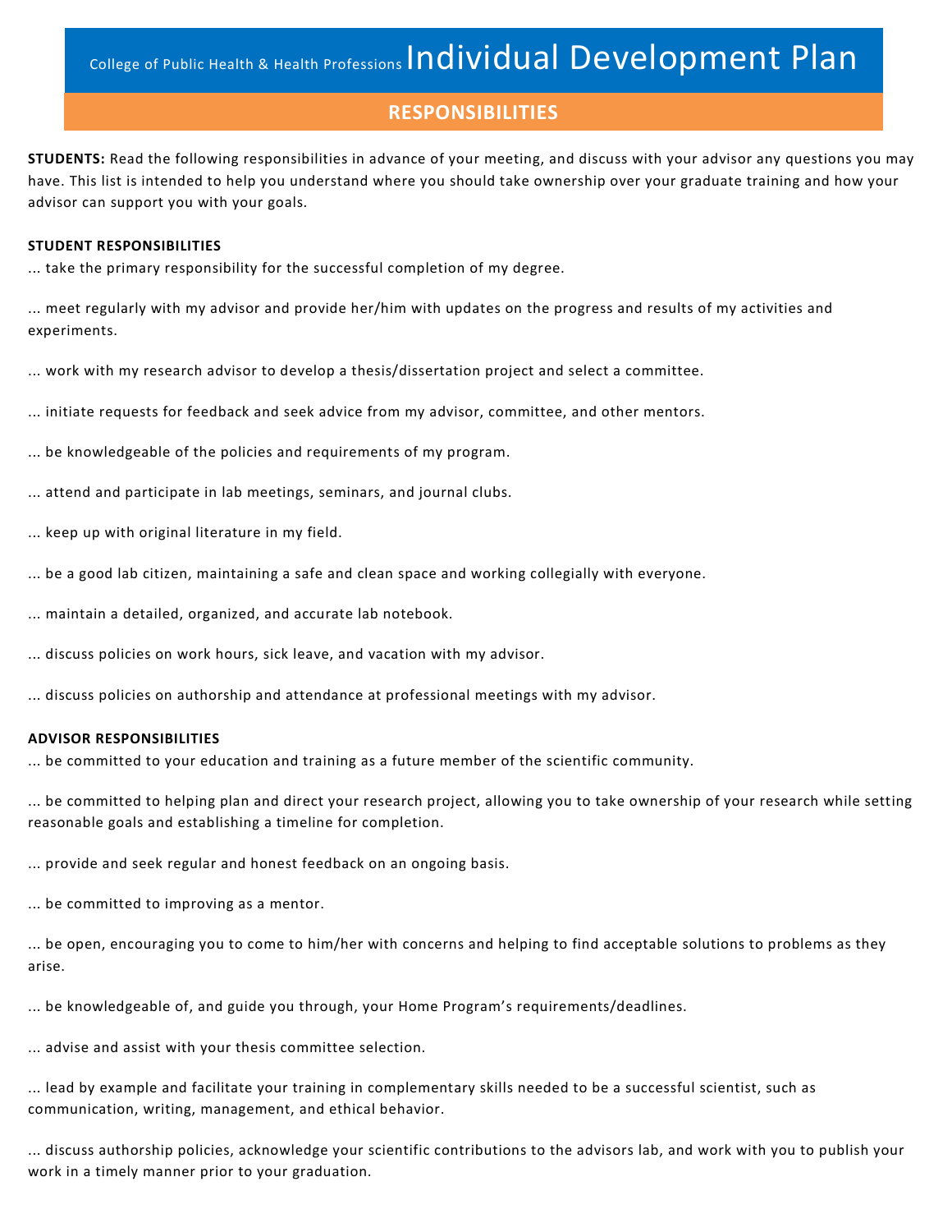# College of Public Health & Health Professions Individual Development Plan

## RESPONSIBILITIES

**STUDENTS:** Read the following responsibilities in advance of your meeting, and discuss with your advisor any questions you may have. This list is intended to help you understand where you should take ownership over your graduate training and how your advisor can support you with your goals.

**STUDENT RESPONSIBILITIES**

... take the primary responsibility for the successful completion of my degree.

... meet regularly with my advisor and provide her/him with updates on the progress and results of my activities and experiments.

... work with my research advisor to develop a thesis/dissertation project and select a committee.

... initiate requests for feedback and seek advice from my advisor, committee, and other mentors.

... be knowledgeable of the policies and requirements of my program.

... attend and participate in lab meetings, seminars, and journal clubs.

... keep up with original literature in my field.

... be a good lab citizen, maintaining a safe and clean space and working collegially with everyone.

... maintain a detailed, organized, and accurate lab notebook.

... discuss policies on work hours, sick leave, and vacation with my advisor.

... discuss policies on authorship and attendance at professional meetings with my advisor.

**ADVISOR RESPONSIBILITIES**

... be committed to your education and training as a future member of the scientific community.

... be committed to helping plan and direct your research project, allowing you to take ownership of your research while setting reasonable goals and establishing a timeline for completion.

... provide and seek regular and honest feedback on an ongoing basis.

... be committed to improving as a mentor.

... be open, encouraging you to come to him/her with concerns and helping to find acceptable solutions to problems as they arise.

... be knowledgeable of, and guide you through, your Home Program's requirements/deadlines.

... advise and assist with your thesis committee selection.

... lead by example and facilitate your training in complementary skills needed to be a successful scientist, such as communication, writing, management, and ethical behavior.

... discuss authorship policies, acknowledge your scientific contributions to the advisors lab, and work with you to publish your work in a timely manner prior to your graduation.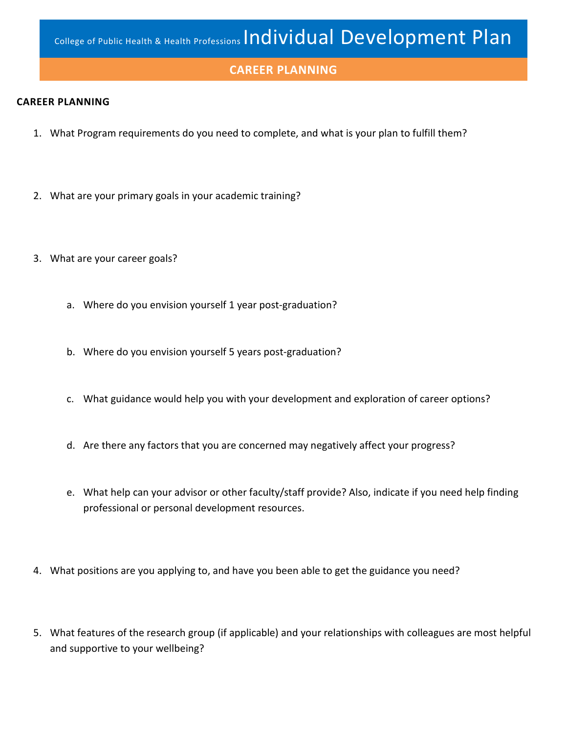College of Public Health & Health Professions **Individual Development Plan**

## CAREER PLANNING

**CAREER PLANNING**

1. What Program requirements do you need to complete, and what is your plan to fulfill them?

2. What are your primary goals in your academic training?

3. What are your career goals?

    a. Where do you envision yourself 1 year post-graduation?

    b. Where do you envision yourself 5 years post-graduation?

    c. What guidance would help you with your development and exploration of career options?

    d. Are there any factors that you are concerned may negatively affect your progress?

    e. What help can your advisor or other faculty/staff provide? Also, indicate if you need help finding professional or personal development resources.

4. What positions are you applying to, and have you been able to get the guidance you need?

5. What features of the research group (if applicable) and your relationships with colleagues are most helpful and supportive to your wellbeing?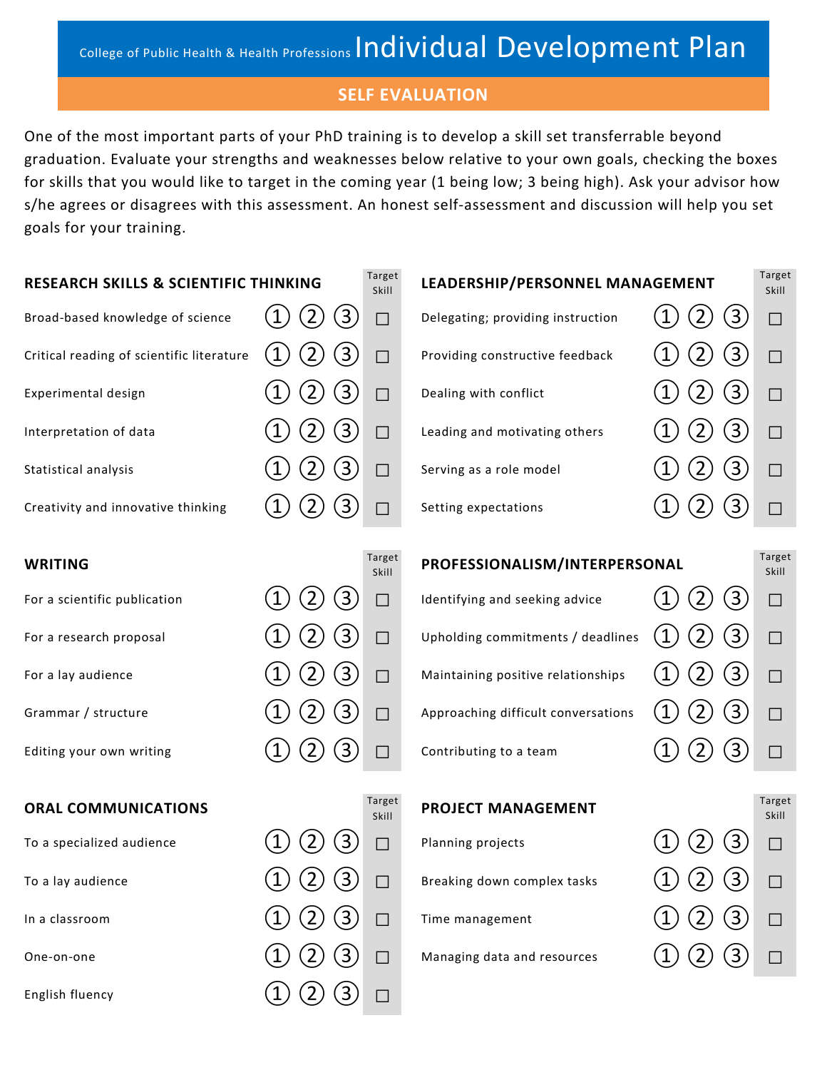College of Public Health & Health Professions

# Individual Development Plan

## SELF EVALUATION

One of the most important parts of your PhD training is to develop a skill set transferrable beyond graduation. Evaluate your strengths and weaknesses below relative to your own goals, checking the boxes for skills that you would like to target in the coming year (1 being low; 3 being high). Ask your advisor how s/he agrees or disagrees with this assessment. An honest self-assessment and discussion will help you set goals for your training.

| RESEARCH SKILLS & SCIENTIFIC THINKING | | | | Target Skill |
|---|---|---|---|---|
| Broad-based knowledge of science | ① | ② | ③ | ☐ |
| Critical reading of scientific literature | ① | ② | ③ | ☐ |
| Experimental design | ① | ② | ③ | ☐ |
| Interpretation of data | ① | ② | ③ | ☐ |
| Statistical analysis | ① | ② | ③ | ☐ |
| Creativity and innovative thinking | ① | ② | ③ | ☐ |

| WRITING | | | | Target Skill |
|---|---|---|---|---|
| For a scientific publication | ① | ② | ③ | ☐ |
| For a research proposal | ① | ② | ③ | ☐ |
| For a lay audience | ① | ② | ③ | ☐ |
| Grammar / structure | ① | ② | ③ | ☐ |
| Editing your own writing | ① | ② | ③ | ☐ |

| ORAL COMMUNICATIONS | | | | Target Skill |
|---|---|---|---|---|
| To a specialized audience | ① | ② | ③ | ☐ |
| To a lay audience | ① | ② | ③ | ☐ |
| In a classroom | ① | ② | ③ | ☐ |
| One-on-one | ① | ② | ③ | ☐ |
| English fluency | ① | ② | ③ | ☐ |

| LEADERSHIP/PERSONNEL MANAGEMENT | | | | Target Skill |
|---|---|---|---|---|
| Delegating; providing instruction | ① | ② | ③ | ☐ |
| Providing constructive feedback | ① | ② | ③ | ☐ |
| Dealing with conflict | ① | ② | ③ | ☐ |
| Leading and motivating others | ① | ② | ③ | ☐ |
| Serving as a role model | ① | ② | ③ | ☐ |
| Setting expectations | ① | ② | ③ | ☐ |

| PROFESSIONALISM/INTERPERSONAL | | | | Target Skill |
|---|---|---|---|---|
| Identifying and seeking advice | ① | ② | ③ | ☐ |
| Upholding commitments / deadlines | ① | ② | ③ | ☐ |
| Maintaining positive relationships | ① | ② | ③ | ☐ |
| Approaching difficult conversations | ① | ② | ③ | ☐ |
| Contributing to a team | ① | ② | ③ | ☐ |

| PROJECT MANAGEMENT | | | | Target Skill |
|---|---|---|---|---|
| Planning projects | ① | ② | ③ | ☐ |
| Breaking down complex tasks | ① | ② | ③ | ☐ |
| Time management | ① | ② | ③ | ☐ |
| Managing data and resources | ① | ② | ③ | ☐ |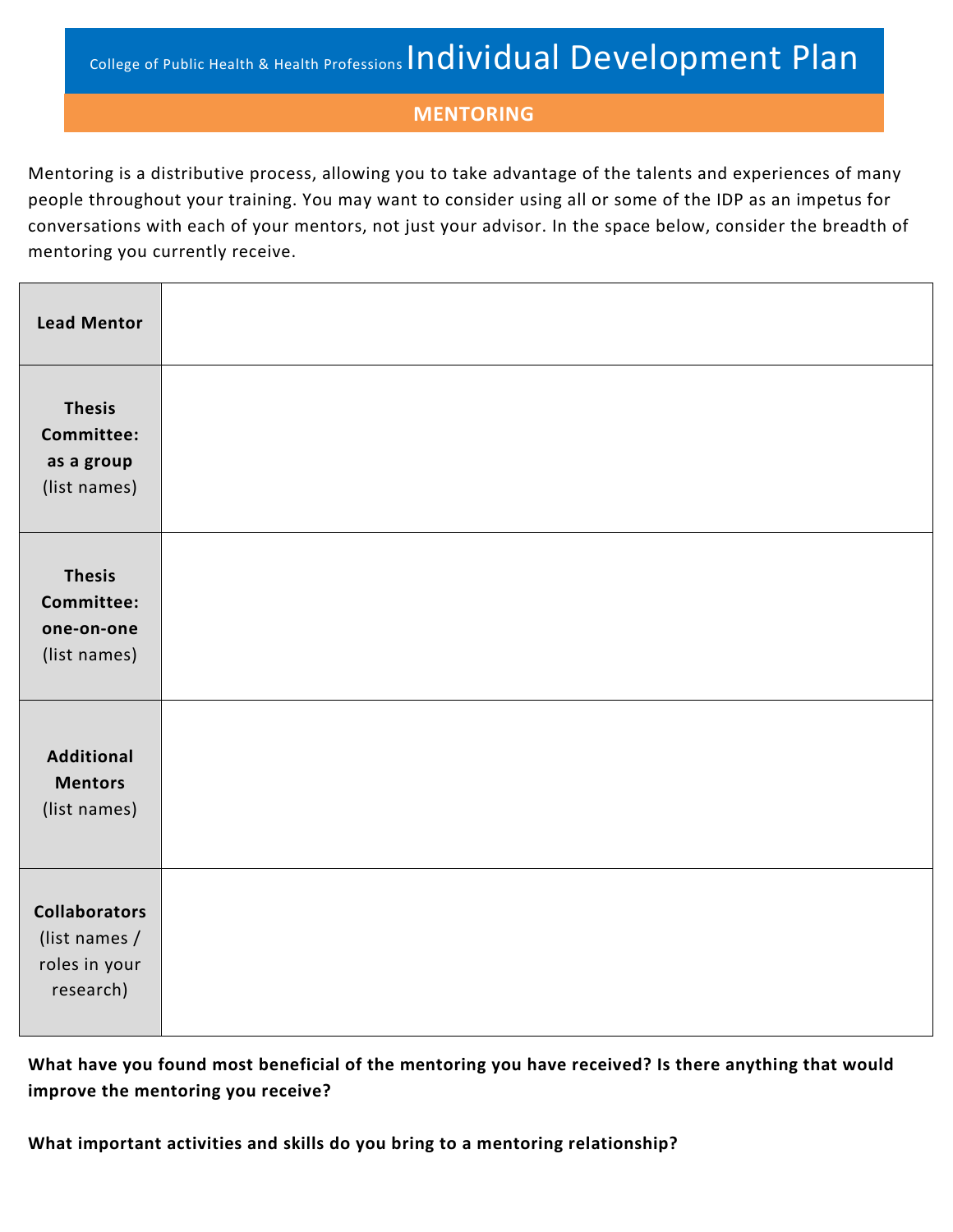College of Public Health & Health Professions **Individual Development Plan**

## MENTORING

Mentoring is a distributive process, allowing you to take advantage of the talents and experiences of many people throughout your training. You may want to consider using all or some of the IDP as an impetus for conversations with each of your mentors, not just your advisor. In the space below, consider the breadth of mentoring you currently receive.

| | |
|---|---|
| **Lead Mentor** | |
| **Thesis Committee: as a group** (list names) | |
| **Thesis Committee: one-on-one** (list names) | |
| **Additional Mentors** (list names) | |
| **Collaborators** (list names / roles in your research) | |

**What have you found most beneficial of the mentoring you have received? Is there anything that would improve the mentoring you receive?**

**What important activities and skills do you bring to a mentoring relationship?**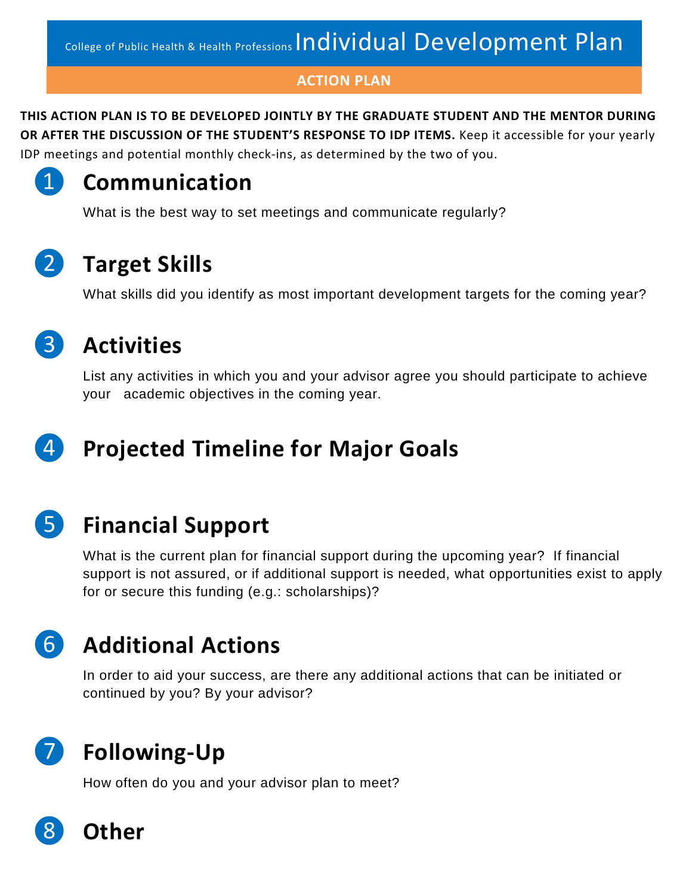College of Public Health & Health Professions

# Individual Development Plan

## ACTION PLAN

**THIS ACTION PLAN IS TO BE DEVELOPED JOINTLY BY THE GRADUATE STUDENT AND THE MENTOR DURING OR AFTER THE DISCUSSION OF THE STUDENT'S RESPONSE TO IDP ITEMS.** Keep it accessible for your yearly IDP meetings and potential monthly check-ins, as determined by the two of you.

### 1 Communication

What is the best way to set meetings and communicate regularly?

### 2 Target Skills

What skills did you identify as most important development targets for the coming year?

### 3 Activities

List any activities in which you and your advisor agree you should participate to achieve your academic objectives in the coming year.

### 4 Projected Timeline for Major Goals

### 5 Financial Support

What is the current plan for financial support during the upcoming year? If financial support is not assured, or if additional support is needed, what opportunities exist to apply for or secure this funding (e.g.: scholarships)?

### 6 Additional Actions

In order to aid your success, are there any additional actions that can be initiated or continued by you? By your advisor?

### 7 Following-Up

How often do you and your advisor plan to meet?

### 8 Other